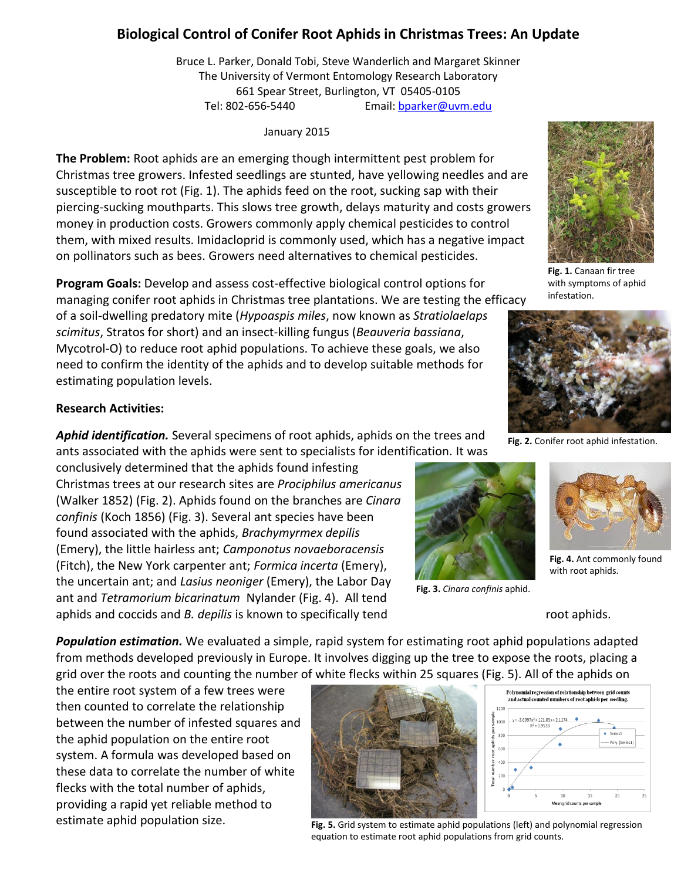# Biological Control of Conifer Root Aphids in Christmas Trees: An Update

Bruce L. Parker, Donald Tobi, Steve Wanderlich and Margaret Skinner
The University of Vermont Entomology Research Laboratory
661 Spear Street, Burlington, VT 05405-0105
Tel: 802-656-5440 Email: bparker@uvm.edu

January 2015

**The Problem:** Root aphids are an emerging though intermittent pest problem for Christmas tree growers. Infested seedlings are stunted, have yellowing needles and are susceptible to root rot (Fig. 1). The aphids feed on the root, sucking sap with their piercing-sucking mouthparts. This slows tree growth, delays maturity and costs growers money in production costs. Growers commonly apply chemical pesticides to control them, with mixed results. Imidacloprid is commonly used, which has a negative impact on pollinators such as bees. Growers need alternatives to chemical pesticides.

**Fig. 1.** Canaan fir tree with symptoms of aphid infestation.

**Program Goals:** Develop and assess cost-effective biological control options for managing conifer root aphids in Christmas tree plantations. We are testing the efficacy of a soil-dwelling predatory mite (*Hypoaspis miles*, now known as *Stratiolaelaps scimitus*, Stratos for short) and an insect-killing fungus (*Beauveria bassiana*, Mycotrol-O) to reduce root aphid populations. To achieve these goals, we also need to confirm the identity of the aphids and to develop suitable methods for estimating population levels.

**Fig. 2.** Conifer root aphid infestation.

**Research Activities:**

***Aphid identification.*** Several specimens of root aphids, aphids on the trees and ants associated with the aphids were sent to specialists for identification. It was conclusively determined that the aphids found infesting Christmas trees at our research sites are *Prociphilus americanus* (Walker 1852) (Fig. 2). Aphids found on the branches are *Cinara confinis* (Koch 1856) (Fig. 3). Several ant species have been found associated with the aphids, *Brachymyrmex depilis* (Emery), the little hairless ant; *Camponotus novaeboracensis* (Fitch), the New York carpenter ant; *Formica incerta* (Emery), the uncertain ant; and *Lasius neoniger* (Emery), the Labor Day ant and *Tetramorium bicarinatum* Nylander (Fig. 4). All tend aphids and coccids and *B. depilis* is known to specifically tend root aphids.

**Fig. 3.** *Cinara confinis* aphid.

**Fig. 4.** Ant commonly found with root aphids.

***Population estimation.*** We evaluated a simple, rapid system for estimating root aphid populations adapted from methods developed previously in Europe. It involves digging up the tree to expose the roots, placing a grid over the roots and counting the number of white flecks within 25 squares (Fig. 5). All of the aphids on the entire root system of a few trees were then counted to correlate the relationship between the number of infested squares and the aphid population on the entire root system. A formula was developed based on these data to correlate the number of white flecks with the total number of aphids, providing a rapid yet reliable method to estimate aphid population size.

**Fig. 5.** Grid system to estimate aphid populations (left) and polynomial regression equation to estimate root aphid populations from grid counts.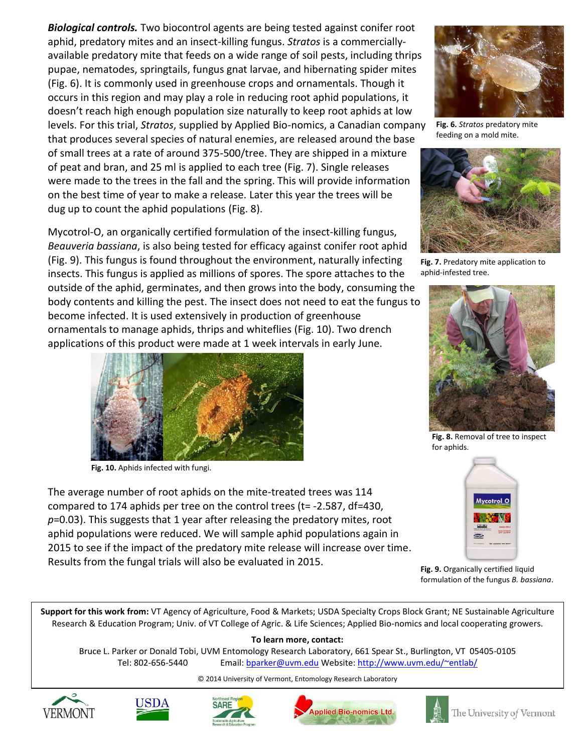***Biological controls.*** Two biocontrol agents are being tested against conifer root aphid, predatory mites and an insect-killing fungus. *Stratos* is a commercially-available predatory mite that feeds on a wide range of soil pests, including thrips pupae, nematodes, springtails, fungus gnat larvae, and hibernating spider mites (Fig. 6). It is commonly used in greenhouse crops and ornamentals. Though it occurs in this region and may play a role in reducing root aphid populations, it doesn't reach high enough population size naturally to keep root aphids at low levels. For this trial, *Stratos*, supplied by Applied Bio-nomics, a Canadian company that produces several species of natural enemies, are released around the base of small trees at a rate of around 375-500/tree. They are shipped in a mixture of peat and bran, and 25 ml is applied to each tree (Fig. 7). Single releases were made to the trees in the fall and the spring. This will provide information on the best time of year to make a release. Later this year the trees will be dug up to count the aphid populations (Fig. 8).

**Fig. 6.** *Stratos* predatory mite feeding on a mold mite.

**Fig. 7.** Predatory mite application to aphid-infested tree.

Mycotrol-O, an organically certified formulation of the insect-killing fungus, *Beauveria bassiana*, is also being tested for efficacy against conifer root aphid (Fig. 9). This fungus is found throughout the environment, naturally infecting insects. This fungus is applied as millions of spores. The spore attaches to the outside of the aphid, germinates, and then grows into the body, consuming the body contents and killing the pest. The insect does not need to eat the fungus to become infected. It is used extensively in production of greenhouse ornamentals to manage aphids, thrips and whiteflies (Fig. 10). Two drench applications of this product were made at 1 week intervals in early June.

**Fig. 8.** Removal of tree to inspect for aphids.

**Fig. 10.** Aphids infected with fungi.

The average number of root aphids on the mite-treated trees was 114 compared to 174 aphids per tree on the control trees ($t = -2.587$, $df = 430$, $p = 0.03$). This suggests that 1 year after releasing the predatory mites, root aphid populations were reduced. We will sample aphid populations again in 2015 to see if the impact of the predatory mite release will increase over time. Results from the fungal trials will also be evaluated in 2015.

**Fig. 9.** Organically certified liquid formulation of the fungus *B. bassiana*.

**Support for this work from:** VT Agency of Agriculture, Food & Markets; USDA Specialty Crops Block Grant; NE Sustainable Agriculture Research & Education Program; Univ. of VT College of Agric. & Life Sciences; Applied Bio-nomics and local cooperating growers.

**To learn more, contact:**

Bruce L. Parker or Donald Tobi, UVM Entomology Research Laboratory, 661 Spear St., Burlington, VT 05405-0105
Tel: 802-656-5440 Email: bparker@uvm.edu Website: http://www.uvm.edu/~entlab/

© 2014 University of Vermont, Entomology Research Laboratory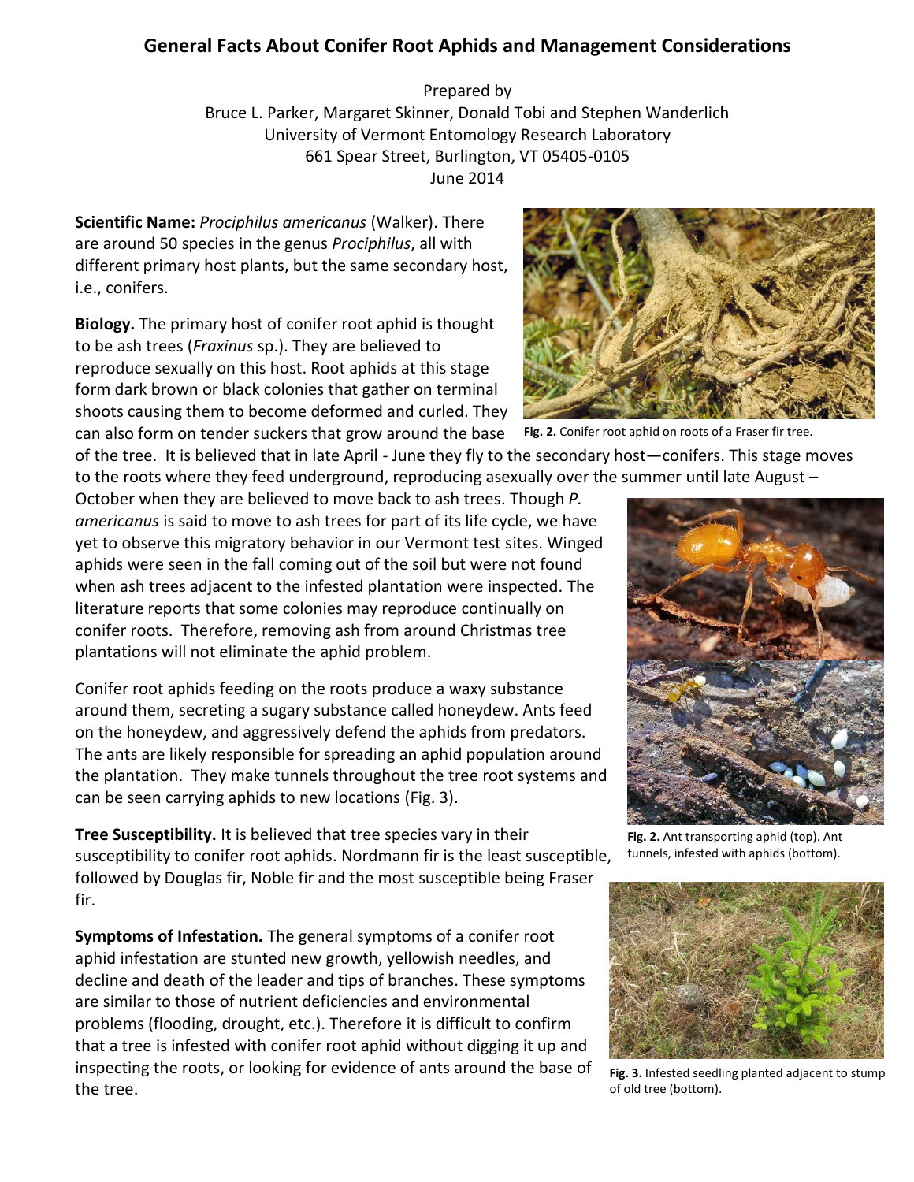# General Facts About Conifer Root Aphids and Management Considerations

Prepared by
Bruce L. Parker, Margaret Skinner, Donald Tobi and Stephen Wanderlich
University of Vermont Entomology Research Laboratory
661 Spear Street, Burlington, VT 05405-0105
June 2014

**Scientific Name:** *Prociphilus americanus* (Walker). There are around 50 species in the genus *Prociphilus*, all with different primary host plants, but the same secondary host, i.e., conifers.

**Biology.** The primary host of conifer root aphid is thought to be ash trees (*Fraxinus* sp.). They are believed to reproduce sexually on this host. Root aphids at this stage form dark brown or black colonies that gather on terminal shoots causing them to become deformed and curled. They can also form on tender suckers that grow around the base of the tree. It is believed that in late April - June they fly to the secondary host—conifers. This stage moves to the roots where they feed underground, reproducing asexually over the summer until late August – October when they are believed to move back to ash trees. Though *P. americanus* is said to move to ash trees for part of its life cycle, we have yet to observe this migratory behavior in our Vermont test sites. Winged aphids were seen in the fall coming out of the soil but were not found when ash trees adjacent to the infested plantation were inspected. The literature reports that some colonies may reproduce continually on conifer roots. Therefore, removing ash from around Christmas tree plantations will not eliminate the aphid problem.

Fig. 2. Conifer root aphid on roots of a Fraser fir tree.

Conifer root aphids feeding on the roots produce a waxy substance around them, secreting a sugary substance called honeydew. Ants feed on the honeydew, and aggressively defend the aphids from predators. The ants are likely responsible for spreading an aphid population around the plantation. They make tunnels throughout the tree root systems and can be seen carrying aphids to new locations (Fig. 3).

Fig. 2. Ant transporting aphid (top). Ant tunnels, infested with aphids (bottom).

**Tree Susceptibility.** It is believed that tree species vary in their susceptibility to conifer root aphids. Nordmann fir is the least susceptible, followed by Douglas fir, Noble fir and the most susceptible being Fraser fir.

**Symptoms of Infestation.** The general symptoms of a conifer root aphid infestation are stunted new growth, yellowish needles, and decline and death of the leader and tips of branches. These symptoms are similar to those of nutrient deficiencies and environmental problems (flooding, drought, etc.). Therefore it is difficult to confirm that a tree is infested with conifer root aphid without digging it up and inspecting the roots, or looking for evidence of ants around the base of the tree.

Fig. 3. Infested seedling planted adjacent to stump of old tree (bottom).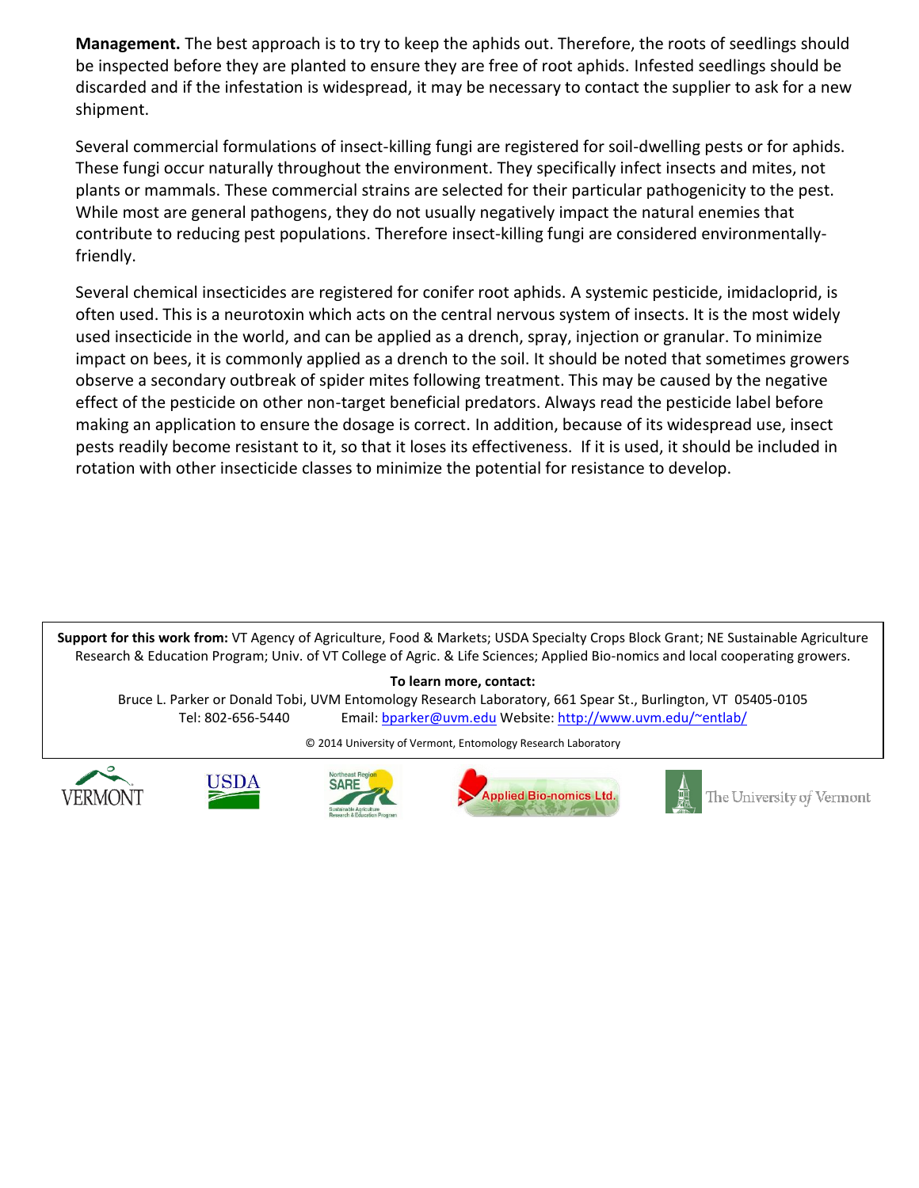**Management.** The best approach is to try to keep the aphids out. Therefore, the roots of seedlings should be inspected before they are planted to ensure they are free of root aphids. Infested seedlings should be discarded and if the infestation is widespread, it may be necessary to contact the supplier to ask for a new shipment.

Several commercial formulations of insect-killing fungi are registered for soil-dwelling pests or for aphids. These fungi occur naturally throughout the environment. They specifically infect insects and mites, not plants or mammals. These commercial strains are selected for their particular pathogenicity to the pest. While most are general pathogens, they do not usually negatively impact the natural enemies that contribute to reducing pest populations. Therefore insect-killing fungi are considered environmentally-friendly.

Several chemical insecticides are registered for conifer root aphids. A systemic pesticide, imidacloprid, is often used. This is a neurotoxin which acts on the central nervous system of insects. It is the most widely used insecticide in the world, and can be applied as a drench, spray, injection or granular. To minimize impact on bees, it is commonly applied as a drench to the soil. It should be noted that sometimes growers observe a secondary outbreak of spider mites following treatment. This may be caused by the negative effect of the pesticide on other non-target beneficial predators. Always read the pesticide label before making an application to ensure the dosage is correct. In addition, because of its widespread use, insect pests readily become resistant to it, so that it loses its effectiveness. If it is used, it should be included in rotation with other insecticide classes to minimize the potential for resistance to develop.

**Support for this work from:** VT Agency of Agriculture, Food & Markets; USDA Specialty Crops Block Grant; NE Sustainable Agriculture Research & Education Program; Univ. of VT College of Agric. & Life Sciences; Applied Bio-nomics and local cooperating growers.

**To learn more, contact:**

Bruce L. Parker or Donald Tobi, UVM Entomology Research Laboratory, 661 Spear St., Burlington, VT 05405-0105
Tel: 802-656-5440 Email: bparker@uvm.edu Website: http://www.uvm.edu/~entlab/

© 2014 University of Vermont, Entomology Research Laboratory

VERMONT USDA Northeast Region SARE Sustainable Agriculture Research & Education Program Applied Bio-nomics Ltd. The University of Vermont